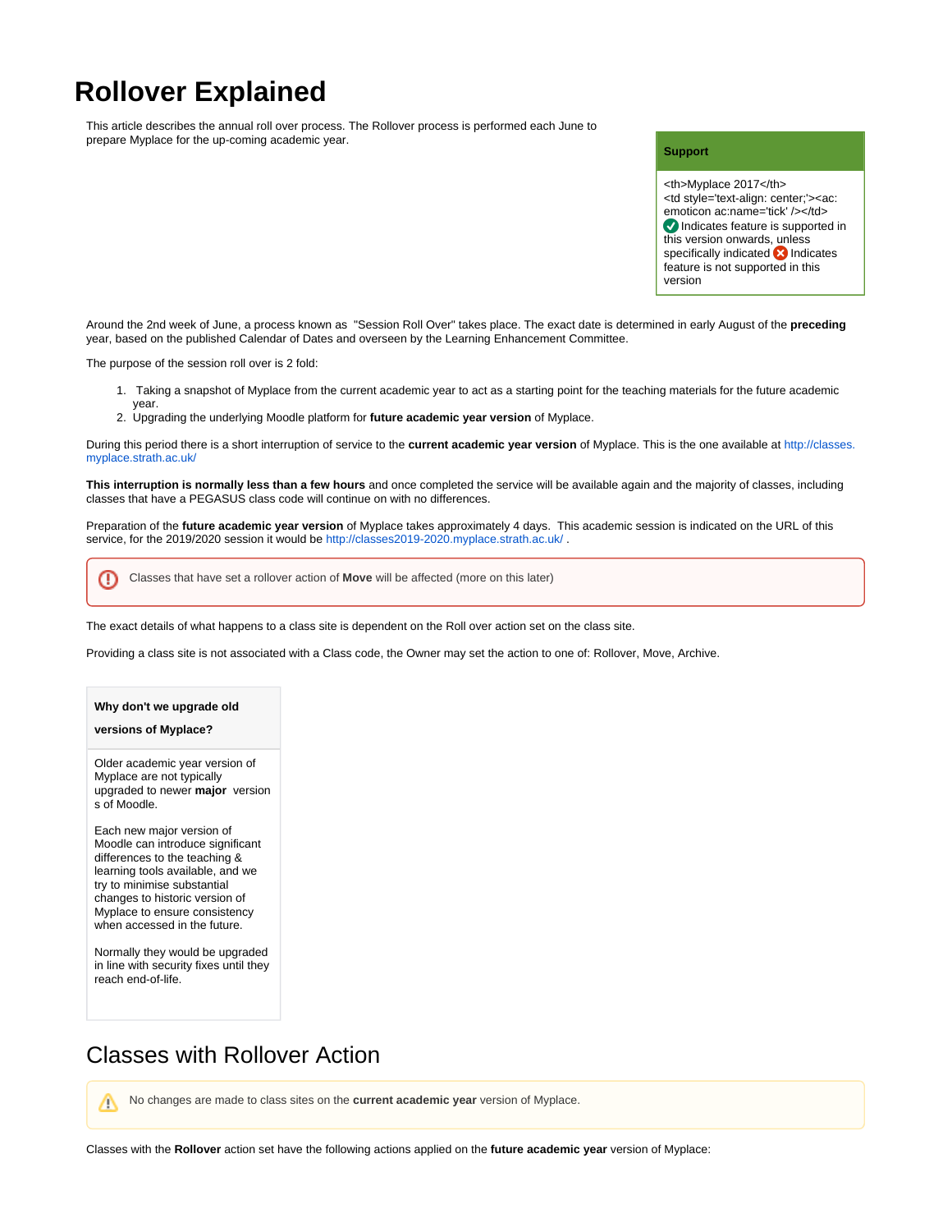# Rollover Explained

This article describes the annual roll over process. The Rollover process is performed each June to prepare Myplace for the up-coming academic year.

> **Support**
>
> <th>Myplace 2017</th><td style='text-align: center;'><ac:emoticon ac:name='tick' /></td> ✅ Indicates feature is supported in this version onwards, unless specifically indicated ❌ Indicates feature is not supported in this version

Around the 2nd week of June, a process known as "Session Roll Over" takes place. The exact date is determined in early August of the **preceding** year, based on the published Calendar of Dates and overseen by the Learning Enhancement Committee.

The purpose of the session roll over is 2 fold:

1. Taking a snapshot of Myplace from the current academic year to act as a starting point for the teaching materials for the future academic year.
2. Upgrading the underlying Moodle platform for **future academic year version** of Myplace.

During this period there is a short interruption of service to the **current academic year version** of Myplace. This is the one available at http://classes.myplace.strath.ac.uk/

**This interruption is normally less than a few hours** and once completed the service will be available again and the majority of classes, including classes that have a PEGASUS class code will continue on with no differences.

Preparation of the **future academic year version** of Myplace takes approximately 4 days. This academic session is indicated on the URL of this service, for the 2019/2020 session it would be http://classes2019-2020.myplace.strath.ac.uk/ .

> ⓘ Classes that have set a rollover action of **Move** will be affected (more on this later)

The exact details of what happens to a class site is dependent on the Roll over action set on the class site.

Providing a class site is not associated with a Class code, the Owner may set the action to one of: Rollover, Move, Archive.

> **Why don't we upgrade old versions of Myplace?**
>
> Older academic year version of Myplace are not typically upgraded to newer **major** version s of Moodle.
>
> Each new major version of Moodle can introduce significant differences to the teaching & learning tools available, and we try to minimise substantial changes to historic version of Myplace to ensure consistency when accessed in the future.
>
> Normally they would be upgraded in line with security fixes until they reach end-of-life.

## Classes with Rollover Action

> ⚠ No changes are made to class sites on the **current academic year** version of Myplace.

Classes with the **Rollover** action set have the following actions applied on the **future academic year** version of Myplace: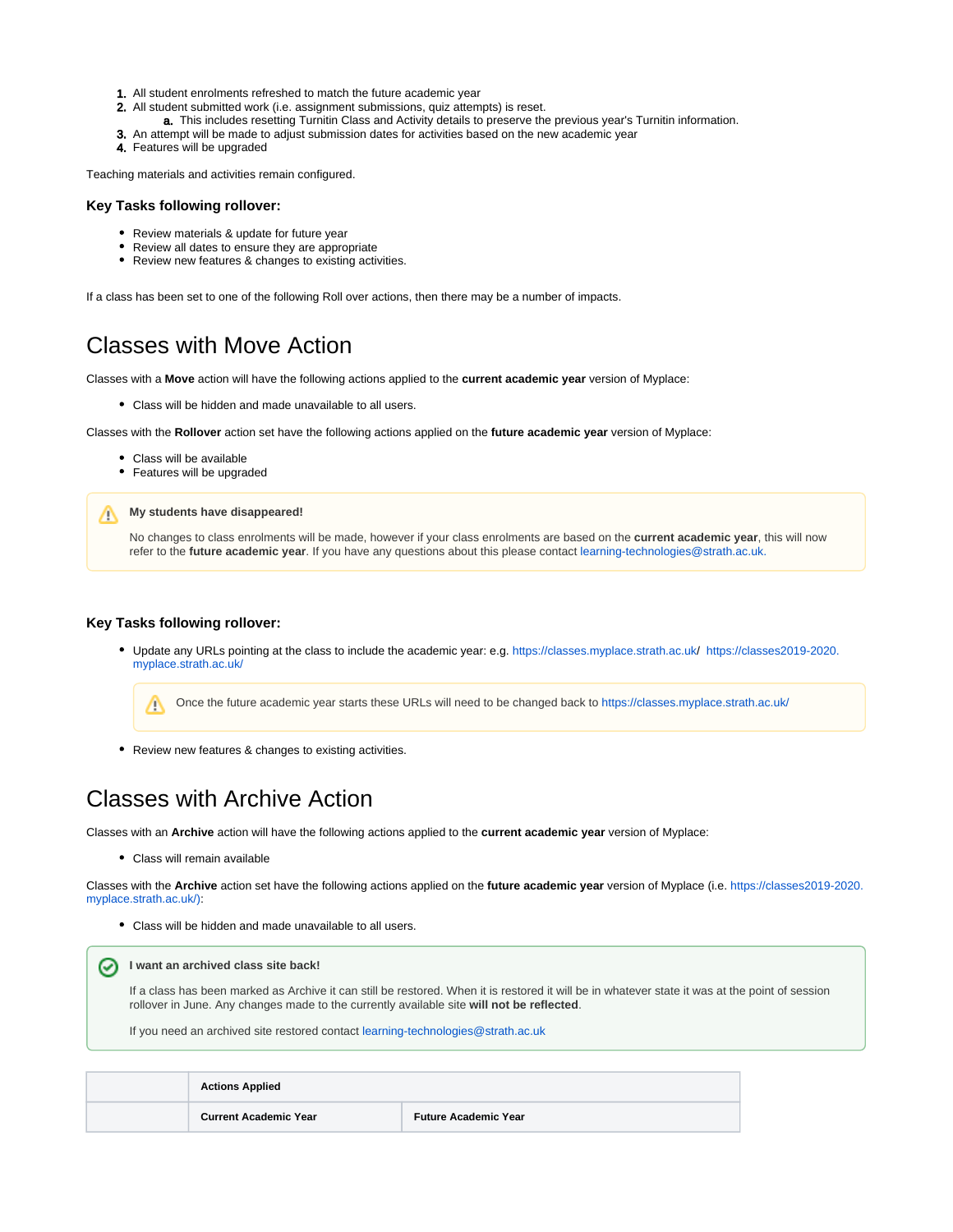1. All student enrolments refreshed to match the future academic year
2. All student submitted work (i.e. assignment submissions, quiz attempts) is reset.
   a. This includes resetting Turnitin Class and Activity details to preserve the previous year's Turnitin information.
3. An attempt will be made to adjust submission dates for activities based on the new academic year
4. Features will be upgraded

Teaching materials and activities remain configured.

### Key Tasks following rollover:

- Review materials & update for future year
- Review all dates to ensure they are appropriate
- Review new features & changes to existing activities.

If a class has been set to one of the following Roll over actions, then there may be a number of impacts.

# Classes with Move Action

Classes with a **Move** action will have the following actions applied to the **current academic year** version of Myplace:

- Class will be hidden and made unavailable to all users.

Classes with the **Rollover** action set have the following actions applied on the **future academic year** version of Myplace:

- Class will be available
- Features will be upgraded

> **My students have disappeared!**
>
> No changes to class enrolments will be made, however if your class enrolments are based on the **current academic year**, this will now refer to the **future academic year**. If you have any questions about this please contact learning-technologies@strath.ac.uk.

### Key Tasks following rollover:

- Update any URLs pointing at the class to include the academic year: e.g. https://classes.myplace.strath.ac.uk/ https://classes2019-2020.myplace.strath.ac.uk/

  > Once the future academic year starts these URLs will need to be changed back to https://classes.myplace.strath.ac.uk/

- Review new features & changes to existing activities.

# Classes with Archive Action

Classes with an **Archive** action will have the following actions applied to the **current academic year** version of Myplace:

- Class will remain available

Classes with the **Archive** action set have the following actions applied on the **future academic year** version of Myplace (i.e. https://classes2019-2020.myplace.strath.ac.uk/):

- Class will be hidden and made unavailable to all users.

> **I want an archived class site back!**
>
> If a class has been marked as Archive it can still be restored. When it is restored it will be in whatever state it was at the point of session rollover in June. Any changes made to the currently available site **will not be reflected**.
>
> If you need an archived site restored contact learning-technologies@strath.ac.uk

| | **Actions Applied** | |
|---|---|---|
| | **Current Academic Year** | **Future Academic Year** |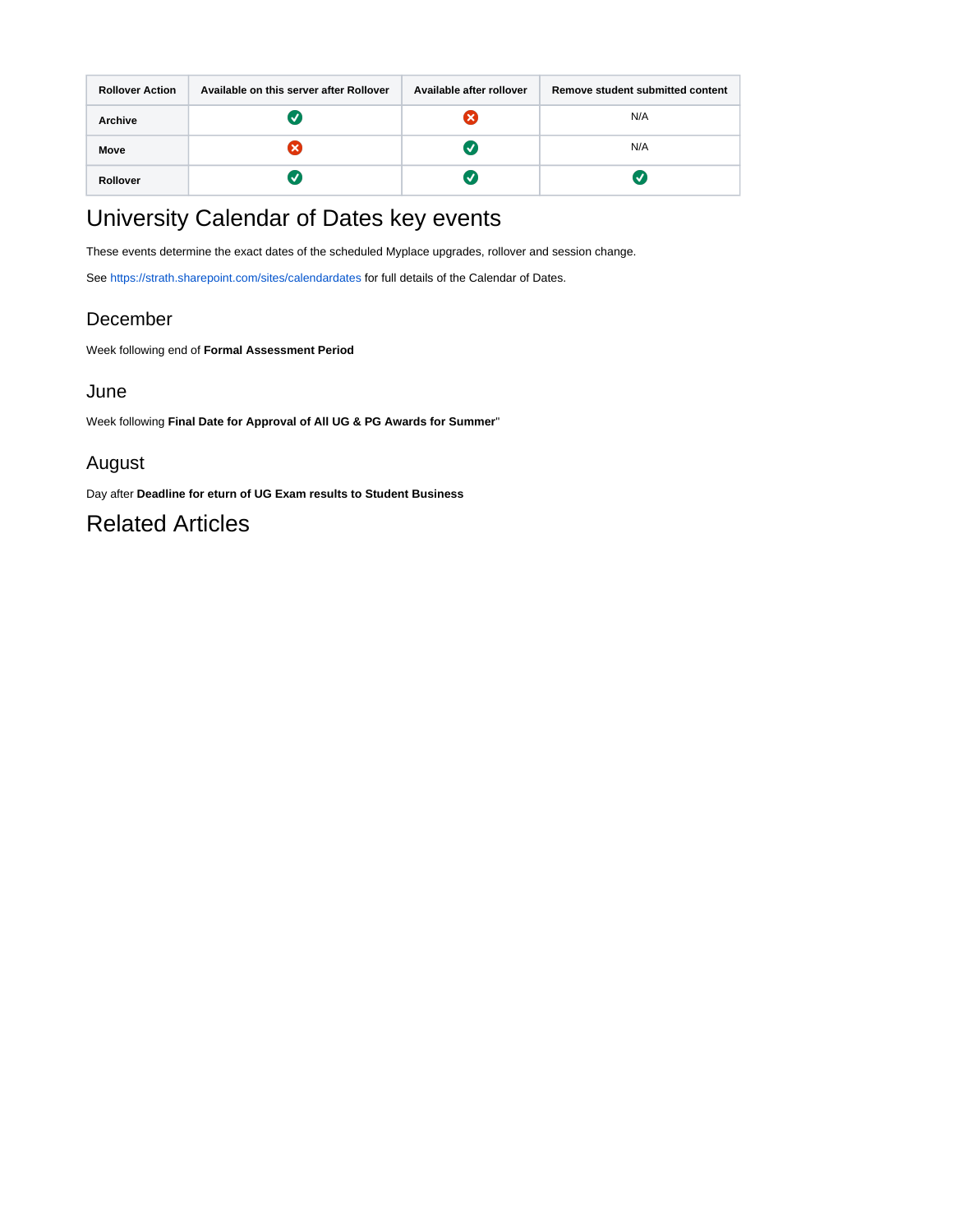| Rollover Action | Available on this server after Rollover | Available after rollover | Remove student submitted content |
|---|---|---|---|
| **Archive** | ✅ | ❌ | N/A |
| **Move** | ❌ | ✅ | N/A |
| **Rollover** | ✅ | ✅ | ✅ |

# University Calendar of Dates key events

These events determine the exact dates of the scheduled Myplace upgrades, rollover and session change.

See https://strath.sharepoint.com/sites/calendardates for full details of the Calendar of Dates.

## December

Week following end of **Formal Assessment Period**

## June

Week following **Final Date for Approval of All UG & PG Awards for Summer**"

## August

Day after **Deadline for eturn of UG Exam results to Student Business**

# Related Articles